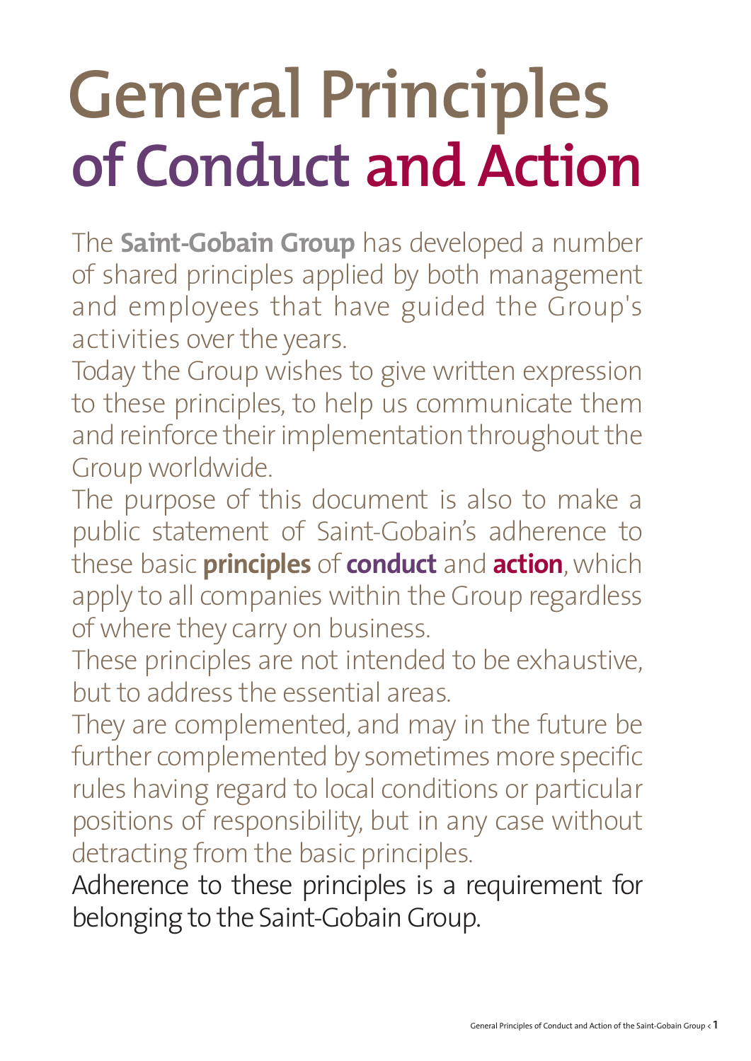# General Principles of Conduct and Action

The **Saint-Gobain Group** has developed a number of shared principles applied by both management and employees that have guided the Group's activities over the years.

Today the Group wishes to give written expression to these principles, to help us communicate them and reinforce their implementation throughout the Group worldwide.

The purpose of this document is also to make a public statement of Saint-Gobain's adherence to these basic **principles** of **conduct** and **action**, which apply to all companies within the Group regardless of where they carry on business.

These principles are not intended to be exhaustive, but to address the essential areas.

They are complemented, and may in the future be further complemented by sometimes more specific rules having regard to local conditions or particular positions of responsibility, but in any case without detracting from the basic principles.

Adherence to these principles is a requirement for belonging to the Saint-Gobain Group.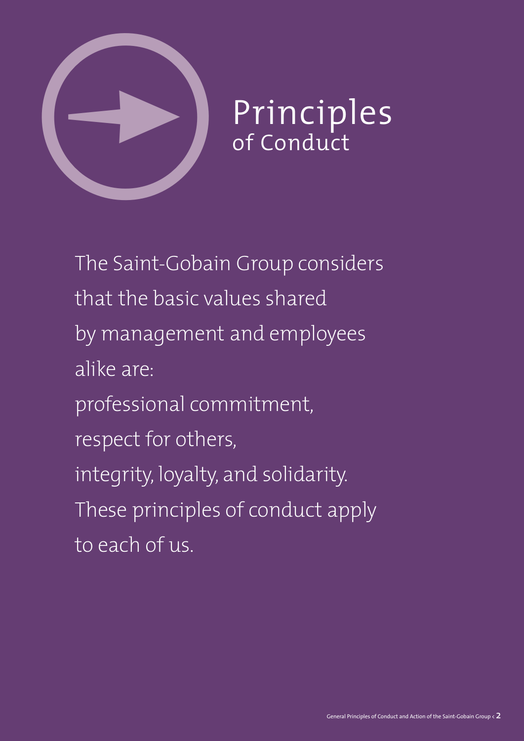# Principles of Conduct

The Saint-Gobain Group considers that the basic values shared by management and employees alike are:

professional commitment,
respect for others,
integrity, loyalty, and solidarity.

These principles of conduct apply to each of us.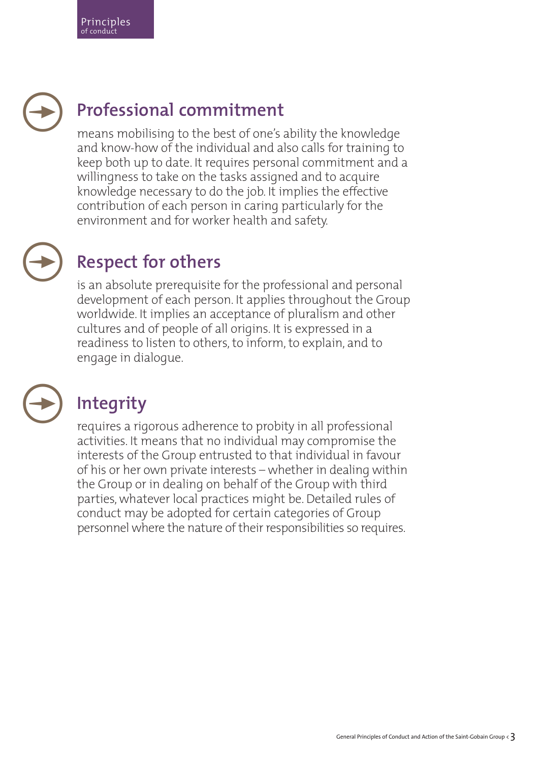## Professional commitment

means mobilising to the best of one's ability the knowledge and know-how of the individual and also calls for training to keep both up to date. It requires personal commitment and a willingness to take on the tasks assigned and to acquire knowledge necessary to do the job. It implies the effective contribution of each person in caring particularly for the environment and for worker health and safety.

## Respect for others

is an absolute prerequisite for the professional and personal development of each person. It applies throughout the Group worldwide. It implies an acceptance of pluralism and other cultures and of people of all origins. It is expressed in a readiness to listen to others, to inform, to explain, and to engage in dialogue.

## Integrity

requires a rigorous adherence to probity in all professional activities. It means that no individual may compromise the interests of the Group entrusted to that individual in favour of his or her own private interests – whether in dealing within the Group or in dealing on behalf of the Group with third parties, whatever local practices might be. Detailed rules of conduct may be adopted for certain categories of Group personnel where the nature of their responsibilities so requires.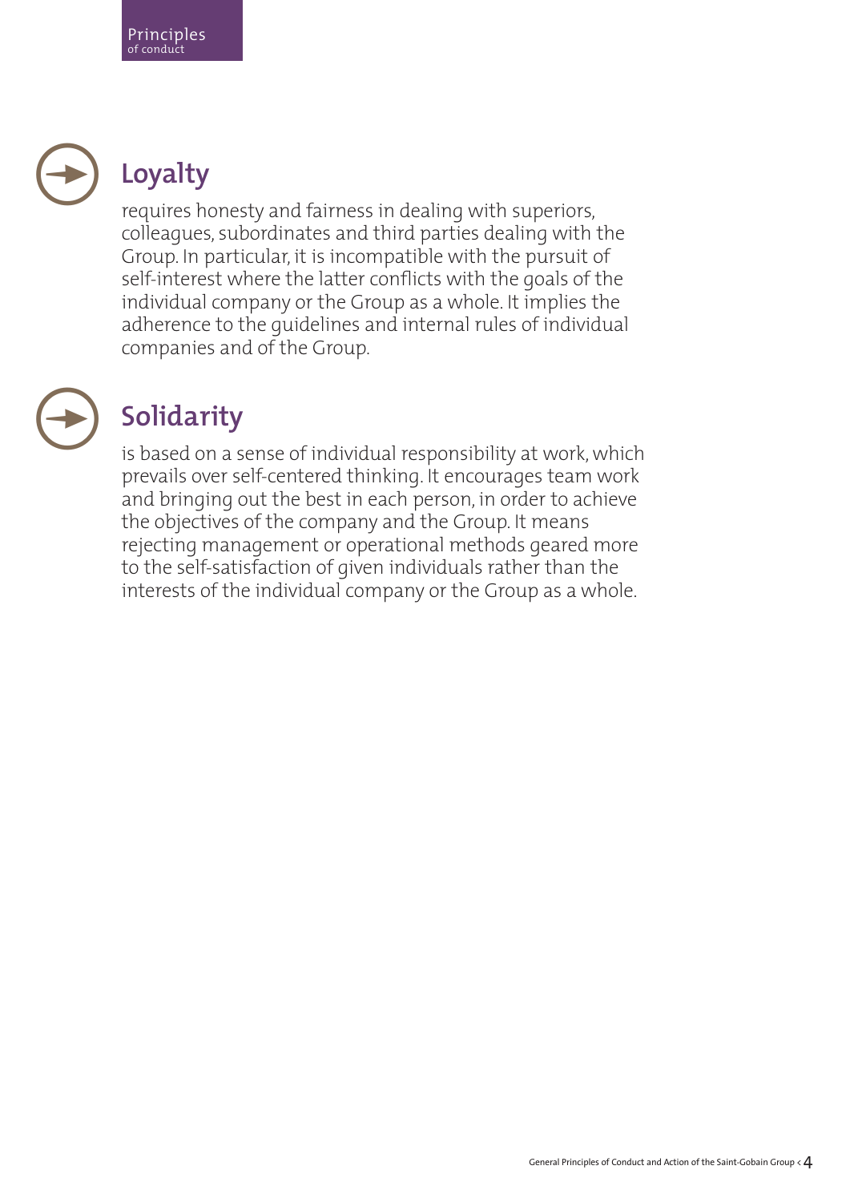## Loyalty

requires honesty and fairness in dealing with superiors, colleagues, subordinates and third parties dealing with the Group. In particular, it is incompatible with the pursuit of self-interest where the latter conflicts with the goals of the individual company or the Group as a whole. It implies the adherence to the guidelines and internal rules of individual companies and of the Group.

## Solidarity

is based on a sense of individual responsibility at work, which prevails over self-centered thinking. It encourages team work and bringing out the best in each person, in order to achieve the objectives of the company and the Group. It means rejecting management or operational methods geared more to the self-satisfaction of given individuals rather than the interests of the individual company or the Group as a whole.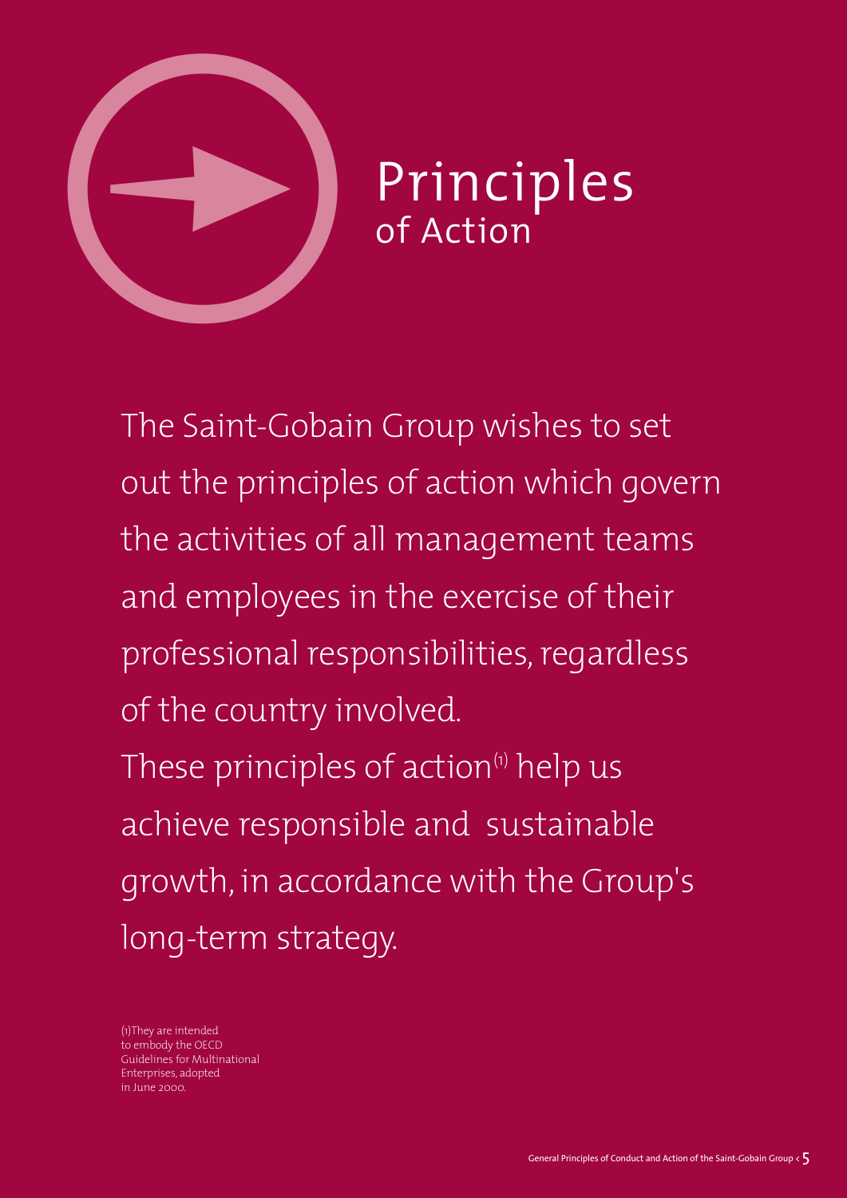# Principles of Action

The Saint-Gobain Group wishes to set out the principles of action which govern the activities of all management teams and employees in the exercise of their professional responsibilities, regardless of the country involved.

These principles of action[1] help us achieve responsible and sustainable growth, in accordance with the Group's long-term strategy.

(1)They are intended to embody the OECD Guidelines for Multinational Enterprises, adopted in June 2000.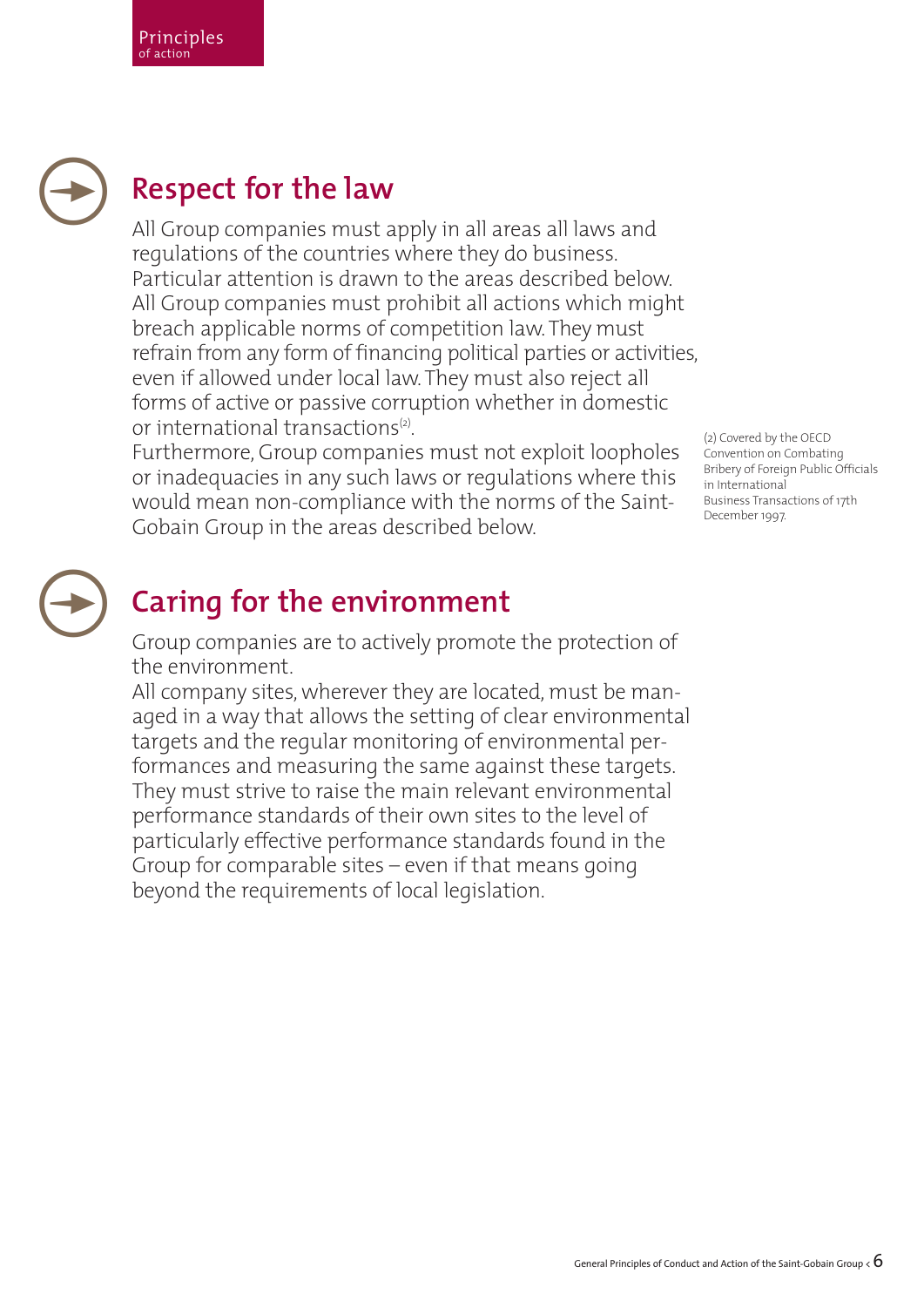## Respect for the law

All Group companies must apply in all areas all laws and regulations of the countries where they do business. Particular attention is drawn to the areas described below. All Group companies must prohibit all actions which might breach applicable norms of competition law. They must refrain from any form of financing political parties or activities, even if allowed under local law. They must also reject all forms of active or passive corruption whether in domestic or international transactions[2].

Furthermore, Group companies must not exploit loopholes or inadequacies in any such laws or regulations where this would mean non-compliance with the norms of the Saint-Gobain Group in the areas described below.

(2) Covered by the OECD Convention on Combating Bribery of Foreign Public Officials in International Business Transactions of 17th December 1997.

## Caring for the environment

Group companies are to actively promote the protection of the environment.

All company sites, wherever they are located, must be managed in a way that allows the setting of clear environmental targets and the regular monitoring of environmental performances and measuring the same against these targets. They must strive to raise the main relevant environmental performance standards of their own sites to the level of particularly effective performance standards found in the Group for comparable sites – even if that means going beyond the requirements of local legislation.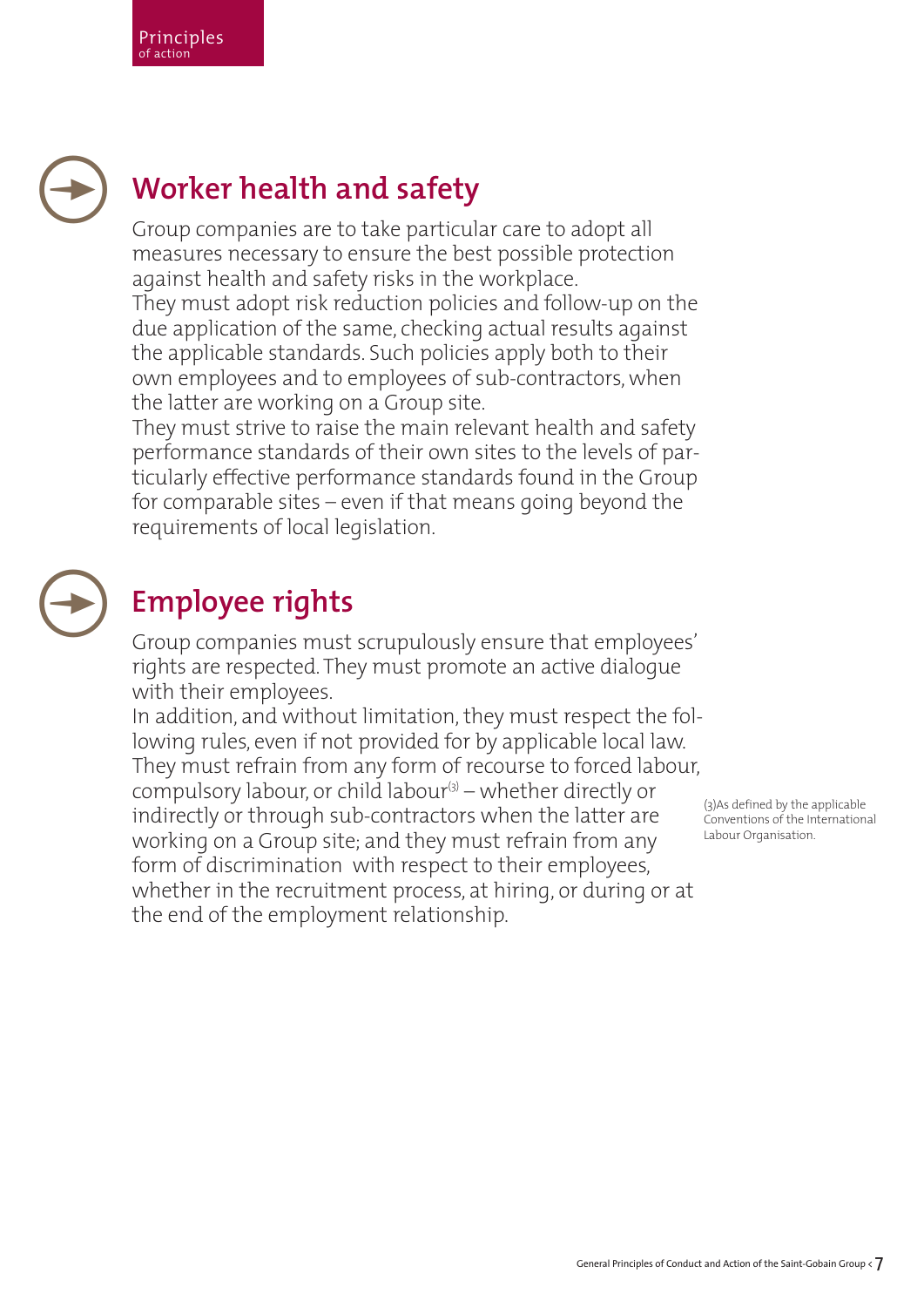## Worker health and safety

Group companies are to take particular care to adopt all measures necessary to ensure the best possible protection against health and safety risks in the workplace.
They must adopt risk reduction policies and follow-up on the due application of the same, checking actual results against the applicable standards. Such policies apply both to their own employees and to employees of sub-contractors, when the latter are working on a Group site.
They must strive to raise the main relevant health and safety performance standards of their own sites to the levels of particularly effective performance standards found in the Group for comparable sites – even if that means going beyond the requirements of local legislation.

## Employee rights

Group companies must scrupulously ensure that employees' rights are respected. They must promote an active dialogue with their employees.
In addition, and without limitation, they must respect the following rules, even if not provided for by applicable local law.
They must refrain from any form of recourse to forced labour, compulsory labour, or child labour[3] – whether directly or indirectly or through sub-contractors when the latter are working on a Group site; and they must refrain from any form of discrimination with respect to their employees, whether in the recruitment process, at hiring, or during or at the end of the employment relationship.

(3) As defined by the applicable Conventions of the International Labour Organisation.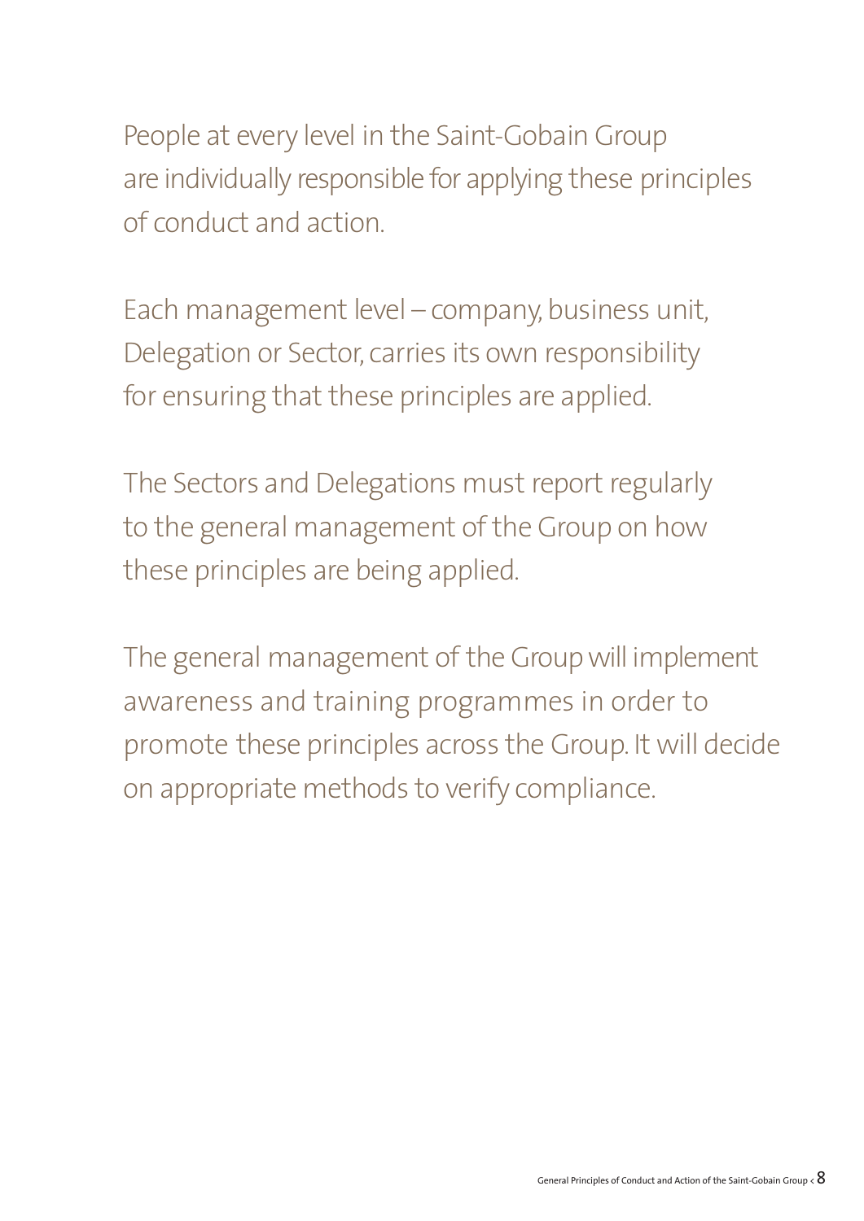People at every level in the Saint-Gobain Group are individually responsible for applying these principles of conduct and action.

Each management level – company, business unit, Delegation or Sector, carries its own responsibility for ensuring that these principles are applied.

The Sectors and Delegations must report regularly to the general management of the Group on how these principles are being applied.

The general management of the Group will implement awareness and training programmes in order to promote these principles across the Group. It will decide on appropriate methods to verify compliance.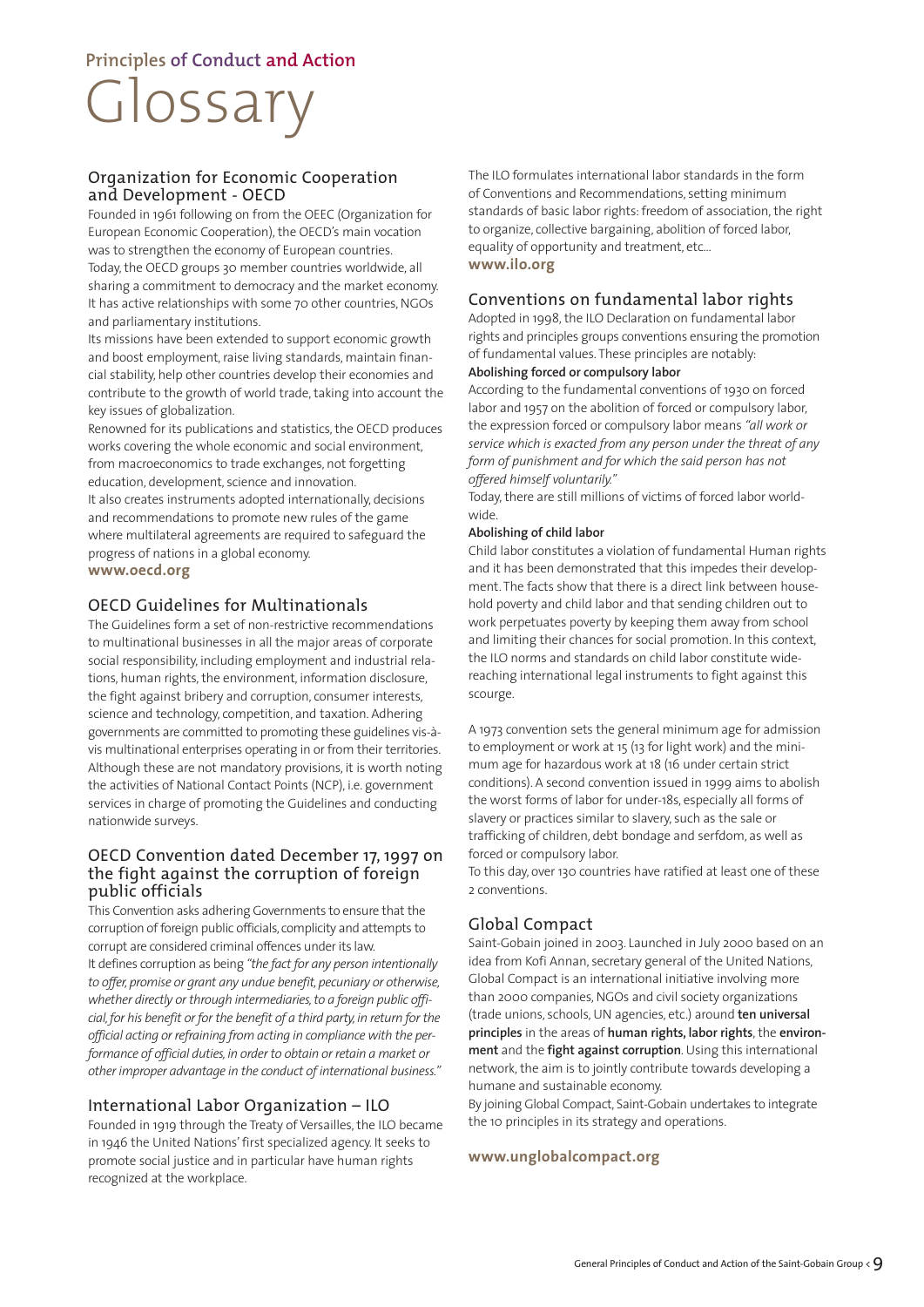Principles of Conduct and Action

# Glossary

## Organization for Economic Cooperation and Development - OECD

Founded in 1961 following on from the OEEC (Organization for European Economic Cooperation), the OECD's main vocation was to strengthen the economy of European countries.
Today, the OECD groups 30 member countries worldwide, all sharing a commitment to democracy and the market economy. It has active relationships with some 70 other countries, NGOs and parliamentary institutions.
Its missions have been extended to support economic growth and boost employment, raise living standards, maintain financial stability, help other countries develop their economies and contribute to the growth of world trade, taking into account the key issues of globalization.
Renowned for its publications and statistics, the OECD produces works covering the whole economic and social environment, from macroeconomics to trade exchanges, not forgetting education, development, science and innovation.
It also creates instruments adopted internationally, decisions and recommendations to promote new rules of the game where multilateral agreements are required to safeguard the progress of nations in a global economy.
**www.oecd.org**

## OECD Guidelines for Multinationals

The Guidelines form a set of non-restrictive recommendations to multinational businesses in all the major areas of corporate social responsibility, including employment and industrial relations, human rights, the environment, information disclosure, the fight against bribery and corruption, consumer interests, science and technology, competition, and taxation. Adhering governments are committed to promoting these guidelines vis-à-vis multinational enterprises operating in or from their territories. Although these are not mandatory provisions, it is worth noting the activities of National Contact Points (NCP), i.e. government services in charge of promoting the Guidelines and conducting nationwide surveys.

## OECD Convention dated December 17, 1997 on the fight against the corruption of foreign public officials

This Convention asks adhering Governments to ensure that the corruption of foreign public officials, complicity and attempts to corrupt are considered criminal offences under its law.
It defines corruption as being *"the fact for any person intentionally to offer, promise or grant any undue benefit, pecuniary or otherwise, whether directly or through intermediaries, to a foreign public official, for his benefit or for the benefit of a third party, in return for the official acting or refraining from acting in compliance with the performance of official duties, in order to obtain or retain a market or other improper advantage in the conduct of international business."*

## International Labor Organization – ILO

Founded in 1919 through the Treaty of Versailles, the ILO became in 1946 the United Nations' first specialized agency. It seeks to promote social justice and in particular have human rights recognized at the workplace.

The ILO formulates international labor standards in the form of Conventions and Recommendations, setting minimum standards of basic labor rights: freedom of association, the right to organize, collective bargaining, abolition of forced labor, equality of opportunity and treatment, etc...
**www.ilo.org**

## Conventions on fundamental labor rights

Adopted in 1998, the ILO Declaration on fundamental labor rights and principles groups conventions ensuring the promotion of fundamental values. These principles are notably:

**Abolishing forced or compulsory labor**

According to the fundamental conventions of 1930 on forced labor and 1957 on the abolition of forced or compulsory labor, the expression forced or compulsory labor means *"all work or service which is exacted from any person under the threat of any form of punishment and for which the said person has not offered himself voluntarily."*
Today, there are still millions of victims of forced labor worldwide.

**Abolishing of child labor**

Child labor constitutes a violation of fundamental Human rights and it has been demonstrated that this impedes their development. The facts show that there is a direct link between household poverty and child labor and that sending children out to work perpetuates poverty by keeping them away from school and limiting their chances for social promotion. In this context, the ILO norms and standards on child labor constitute wide-reaching international legal instruments to fight against this scourge.

A 1973 convention sets the general minimum age for admission to employment or work at 15 (13 for light work) and the minimum age for hazardous work at 18 (16 under certain strict conditions). A second convention issued in 1999 aims to abolish the worst forms of labor for under-18s, especially all forms of slavery or practices similar to slavery, such as the sale or trafficking of children, debt bondage and serfdom, as well as forced or compulsory labor.
To this day, over 130 countries have ratified at least one of these 2 conventions.

## Global Compact

Saint-Gobain joined in 2003. Launched in July 2000 based on an idea from Kofi Annan, secretary general of the United Nations, Global Compact is an international initiative involving more than 2000 companies, NGOs and civil society organizations (trade unions, schools, UN agencies, etc.) around **ten universal principles** in the areas of **human rights, labor rights**, the **environment** and the **fight against corruption**. Using this international network, the aim is to jointly contribute towards developing a humane and sustainable economy.
By joining Global Compact, Saint-Gobain undertakes to integrate the 10 principles in its strategy and operations.

**www.unglobalcompact.org**